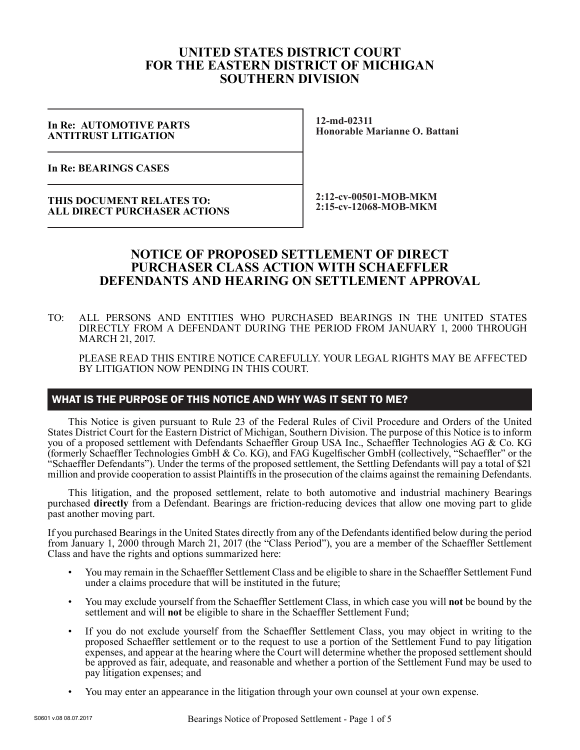# UNITED STATES DISTRICT COURT FOR THE EASTERN DISTRICT OF MICHIGAN SOUTHERN DIVISION

| | |
|---|---|
| **In Re: AUTOMOTIVE PARTS ANTITRUST LITIGATION** | **12-md-02311** **Honorable Marianne O. Battani** |
| **In Re: BEARINGS CASES** | |
| **THIS DOCUMENT RELATES TO: ALL DIRECT PURCHASER ACTIONS** | **2:12-cv-00501-MOB-MKM** **2:15-cv-12068-MOB-MKM** |

## NOTICE OF PROPOSED SETTLEMENT OF DIRECT PURCHASER CLASS ACTION WITH SCHAEFFLER DEFENDANTS AND HEARING ON SETTLEMENT APPROVAL

TO: ALL PERSONS AND ENTITIES WHO PURCHASED BEARINGS IN THE UNITED STATES DIRECTLY FROM A DEFENDANT DURING THE PERIOD FROM JANUARY 1, 2000 THROUGH MARCH 21, 2017.

PLEASE READ THIS ENTIRE NOTICE CAREFULLY. YOUR LEGAL RIGHTS MAY BE AFFECTED BY LITIGATION NOW PENDING IN THIS COURT.

## WHAT IS THE PURPOSE OF THIS NOTICE AND WHY WAS IT SENT TO ME?

This Notice is given pursuant to Rule 23 of the Federal Rules of Civil Procedure and Orders of the United States District Court for the Eastern District of Michigan, Southern Division. The purpose of this Notice is to inform you of a proposed settlement with Defendants Schaeffler Group USA Inc., Schaeffler Technologies AG & Co. KG (formerly Schaeffler Technologies GmbH & Co. KG), and FAG Kugelfischer GmbH (collectively, "Schaeffler" or the "Schaeffler Defendants"). Under the terms of the proposed settlement, the Settling Defendants will pay a total of $21 million and provide cooperation to assist Plaintiffs in the prosecution of the claims against the remaining Defendants.

This litigation, and the proposed settlement, relate to both automotive and industrial machinery Bearings purchased **directly** from a Defendant. Bearings are friction-reducing devices that allow one moving part to glide past another moving part.

If you purchased Bearings in the United States directly from any of the Defendants identified below during the period from January 1, 2000 through March 21, 2017 (the "Class Period"), you are a member of the Schaeffler Settlement Class and have the rights and options summarized here:

- You may remain in the Schaeffler Settlement Class and be eligible to share in the Schaeffler Settlement Fund under a claims procedure that will be instituted in the future;
- You may exclude yourself from the Schaeffler Settlement Class, in which case you will **not** be bound by the settlement and will **not** be eligible to share in the Schaeffler Settlement Fund;
- If you do not exclude yourself from the Schaeffler Settlement Class, you may object in writing to the proposed Schaeffler settlement or to the request to use a portion of the Settlement Fund to pay litigation expenses, and appear at the hearing where the Court will determine whether the proposed settlement should be approved as fair, adequate, and reasonable and whether a portion of the Settlement Fund may be used to pay litigation expenses; and
- You may enter an appearance in the litigation through your own counsel at your own expense.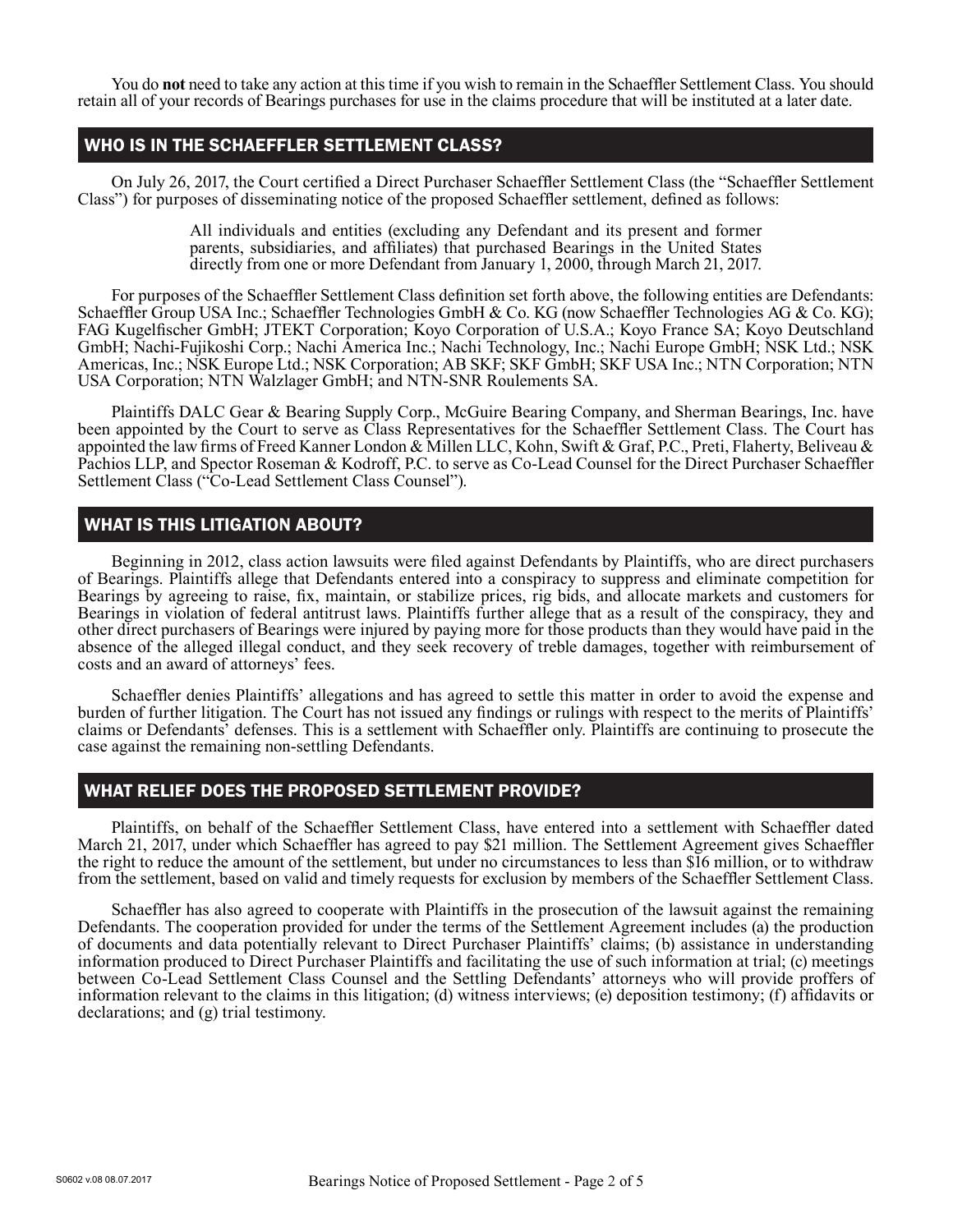You do **not** need to take any action at this time if you wish to remain in the Schaeffler Settlement Class. You should retain all of your records of Bearings purchases for use in the claims procedure that will be instituted at a later date.

## WHO IS IN THE SCHAEFFLER SETTLEMENT CLASS?

On July 26, 2017, the Court certified a Direct Purchaser Schaeffler Settlement Class (the "Schaeffler Settlement Class") for purposes of disseminating notice of the proposed Schaeffler settlement, defined as follows:

> All individuals and entities (excluding any Defendant and its present and former parents, subsidiaries, and affiliates) that purchased Bearings in the United States directly from one or more Defendant from January 1, 2000, through March 21, 2017.

For purposes of the Schaeffler Settlement Class definition set forth above, the following entities are Defendants: Schaeffler Group USA Inc.; Schaeffler Technologies GmbH & Co. KG (now Schaeffler Technologies AG & Co. KG); FAG Kugelfischer GmbH; JTEKT Corporation; Koyo Corporation of U.S.A.; Koyo France SA; Koyo Deutschland GmbH; Nachi-Fujikoshi Corp.; Nachi America Inc.; Nachi Technology, Inc.; Nachi Europe GmbH; NSK Ltd.; NSK Americas, Inc.; NSK Europe Ltd.; NSK Corporation; AB SKF; SKF GmbH; SKF USA Inc.; NTN Corporation; NTN USA Corporation; NTN Walzlager GmbH; and NTN-SNR Roulements SA.

Plaintiffs DALC Gear & Bearing Supply Corp., McGuire Bearing Company, and Sherman Bearings, Inc. have been appointed by the Court to serve as Class Representatives for the Schaeffler Settlement Class. The Court has appointed the law firms of Freed Kanner London & Millen LLC, Kohn, Swift & Graf, P.C., Preti, Flaherty, Beliveau & Pachios LLP, and Spector Roseman & Kodroff, P.C. to serve as Co-Lead Counsel for the Direct Purchaser Schaeffler Settlement Class ("Co-Lead Settlement Class Counsel").

## WHAT IS THIS LITIGATION ABOUT?

Beginning in 2012, class action lawsuits were filed against Defendants by Plaintiffs, who are direct purchasers of Bearings. Plaintiffs allege that Defendants entered into a conspiracy to suppress and eliminate competition for Bearings by agreeing to raise, fix, maintain, or stabilize prices, rig bids, and allocate markets and customers for Bearings in violation of federal antitrust laws. Plaintiffs further allege that as a result of the conspiracy, they and other direct purchasers of Bearings were injured by paying more for those products than they would have paid in the absence of the alleged illegal conduct, and they seek recovery of treble damages, together with reimbursement of costs and an award of attorneys' fees.

Schaeffler denies Plaintiffs' allegations and has agreed to settle this matter in order to avoid the expense and burden of further litigation. The Court has not issued any findings or rulings with respect to the merits of Plaintiffs' claims or Defendants' defenses. This is a settlement with Schaeffler only. Plaintiffs are continuing to prosecute the case against the remaining non-settling Defendants.

## WHAT RELIEF DOES THE PROPOSED SETTLEMENT PROVIDE?

Plaintiffs, on behalf of the Schaeffler Settlement Class, have entered into a settlement with Schaeffler dated March 21, 2017, under which Schaeffler has agreed to pay $21 million. The Settlement Agreement gives Schaeffler the right to reduce the amount of the settlement, but under no circumstances to less than $16 million, or to withdraw from the settlement, based on valid and timely requests for exclusion by members of the Schaeffler Settlement Class.

Schaeffler has also agreed to cooperate with Plaintiffs in the prosecution of the lawsuit against the remaining Defendants. The cooperation provided for under the terms of the Settlement Agreement includes (a) the production of documents and data potentially relevant to Direct Purchaser Plaintiffs' claims; (b) assistance in understanding information produced to Direct Purchaser Plaintiffs and facilitating the use of such information at trial; (c) meetings between Co-Lead Settlement Class Counsel and the Settling Defendants' attorneys who will provide proffers of information relevant to the claims in this litigation; (d) witness interviews; (e) deposition testimony; (f) affidavits or declarations; and (g) trial testimony.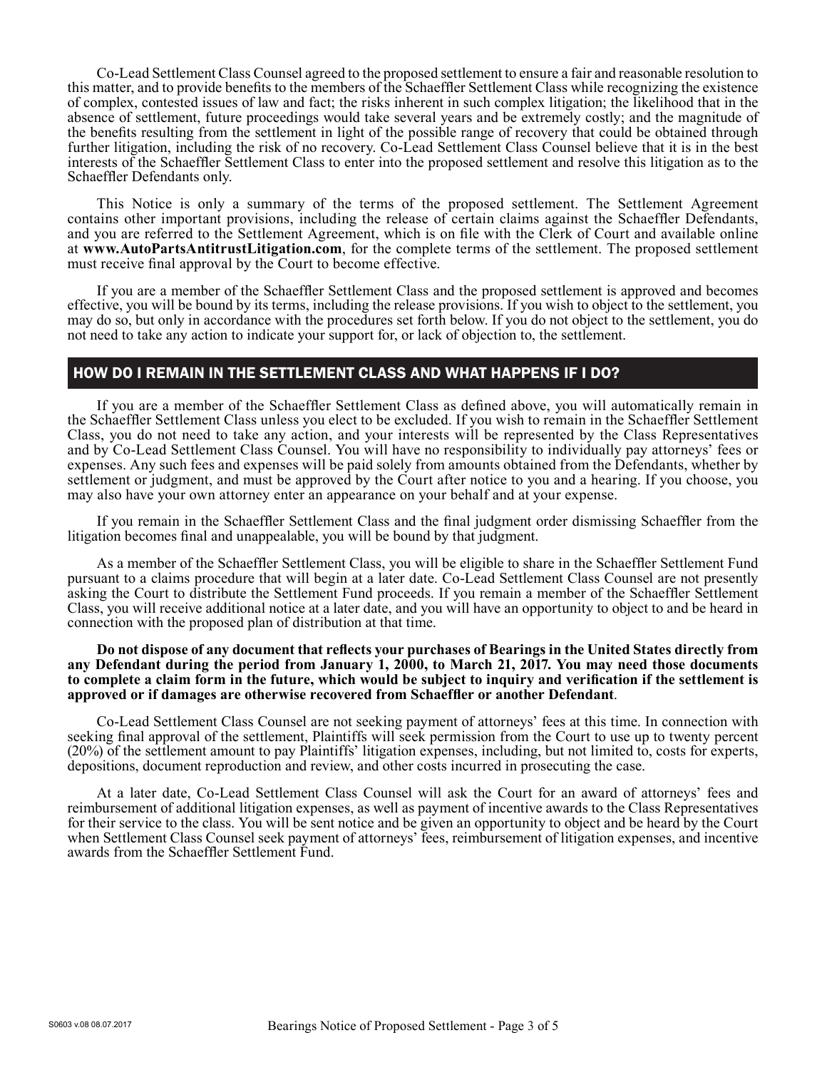Co-Lead Settlement Class Counsel agreed to the proposed settlement to ensure a fair and reasonable resolution to this matter, and to provide benefits to the members of the Schaeffler Settlement Class while recognizing the existence of complex, contested issues of law and fact; the risks inherent in such complex litigation; the likelihood that in the absence of settlement, future proceedings would take several years and be extremely costly; and the magnitude of the benefits resulting from the settlement in light of the possible range of recovery that could be obtained through further litigation, including the risk of no recovery. Co-Lead Settlement Class Counsel believe that it is in the best interests of the Schaeffler Settlement Class to enter into the proposed settlement and resolve this litigation as to the Schaeffler Defendants only.

This Notice is only a summary of the terms of the proposed settlement. The Settlement Agreement contains other important provisions, including the release of certain claims against the Schaeffler Defendants, and you are referred to the Settlement Agreement, which is on file with the Clerk of Court and available online at **www.AutoPartsAntitrustLitigation.com**, for the complete terms of the settlement. The proposed settlement must receive final approval by the Court to become effective.

If you are a member of the Schaeffler Settlement Class and the proposed settlement is approved and becomes effective, you will be bound by its terms, including the release provisions. If you wish to object to the settlement, you may do so, but only in accordance with the procedures set forth below. If you do not object to the settlement, you do not need to take any action to indicate your support for, or lack of objection to, the settlement.

## HOW DO I REMAIN IN THE SETTLEMENT CLASS AND WHAT HAPPENS IF I DO?

If you are a member of the Schaeffler Settlement Class as defined above, you will automatically remain in the Schaeffler Settlement Class unless you elect to be excluded. If you wish to remain in the Schaeffler Settlement Class, you do not need to take any action, and your interests will be represented by the Class Representatives and by Co-Lead Settlement Class Counsel. You will have no responsibility to individually pay attorneys' fees or expenses. Any such fees and expenses will be paid solely from amounts obtained from the Defendants, whether by settlement or judgment, and must be approved by the Court after notice to you and a hearing. If you choose, you may also have your own attorney enter an appearance on your behalf and at your expense.

If you remain in the Schaeffler Settlement Class and the final judgment order dismissing Schaeffler from the litigation becomes final and unappealable, you will be bound by that judgment.

As a member of the Schaeffler Settlement Class, you will be eligible to share in the Schaeffler Settlement Fund pursuant to a claims procedure that will begin at a later date. Co-Lead Settlement Class Counsel are not presently asking the Court to distribute the Settlement Fund proceeds. If you remain a member of the Schaeffler Settlement Class, you will receive additional notice at a later date, and you will have an opportunity to object to and be heard in connection with the proposed plan of distribution at that time.

**Do not dispose of any document that reflects your purchases of Bearings in the United States directly from any Defendant during the period from January 1, 2000, to March 21, 2017. You may need those documents to complete a claim form in the future, which would be subject to inquiry and verification if the settlement is approved or if damages are otherwise recovered from Schaeffler or another Defendant**.

Co-Lead Settlement Class Counsel are not seeking payment of attorneys' fees at this time. In connection with seeking final approval of the settlement, Plaintiffs will seek permission from the Court to use up to twenty percent (20%) of the settlement amount to pay Plaintiffs' litigation expenses, including, but not limited to, costs for experts, depositions, document reproduction and review, and other costs incurred in prosecuting the case.

At a later date, Co-Lead Settlement Class Counsel will ask the Court for an award of attorneys' fees and reimbursement of additional litigation expenses, as well as payment of incentive awards to the Class Representatives for their service to the class. You will be sent notice and be given an opportunity to object and be heard by the Court when Settlement Class Counsel seek payment of attorneys' fees, reimbursement of litigation expenses, and incentive awards from the Schaeffler Settlement Fund.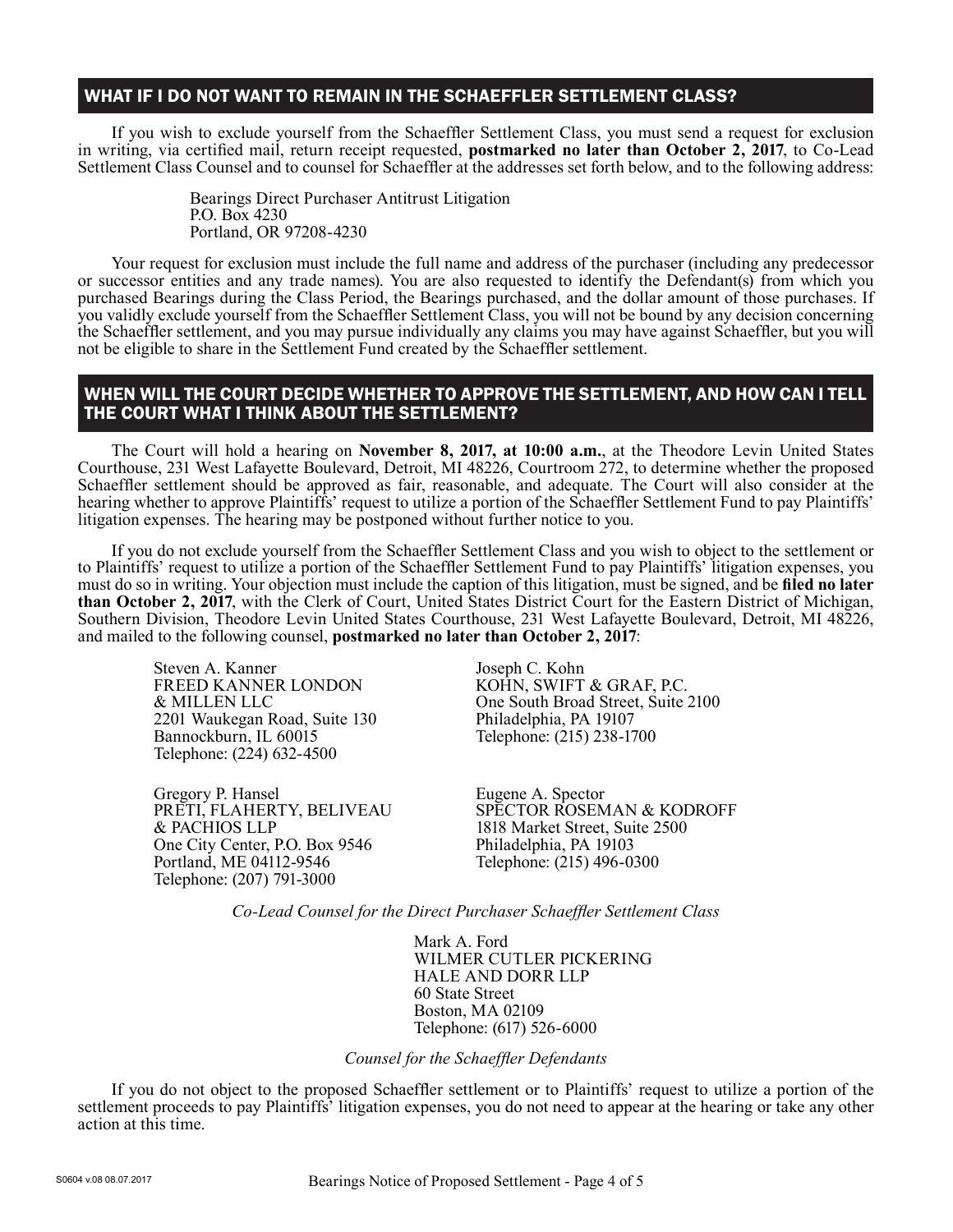## WHAT IF I DO NOT WANT TO REMAIN IN THE SCHAEFFLER SETTLEMENT CLASS?

If you wish to exclude yourself from the Schaeffler Settlement Class, you must send a request for exclusion in writing, via certified mail, return receipt requested, **postmarked no later than October 2, 2017**, to Co-Lead Settlement Class Counsel and to counsel for Schaeffler at the addresses set forth below, and to the following address:

Bearings Direct Purchaser Antitrust Litigation
P.O. Box 4230
Portland, OR 97208-4230

Your request for exclusion must include the full name and address of the purchaser (including any predecessor or successor entities and any trade names). You are also requested to identify the Defendant(s) from which you purchased Bearings during the Class Period, the Bearings purchased, and the dollar amount of those purchases. If you validly exclude yourself from the Schaeffler Settlement Class, you will not be bound by any decision concerning the Schaeffler settlement, and you may pursue individually any claims you may have against Schaeffler, but you will not be eligible to share in the Settlement Fund created by the Schaeffler settlement.

## WHEN WILL THE COURT DECIDE WHETHER TO APPROVE THE SETTLEMENT, AND HOW CAN I TELL THE COURT WHAT I THINK ABOUT THE SETTLEMENT?

The Court will hold a hearing on **November 8, 2017, at 10:00 a.m.**, at the Theodore Levin United States Courthouse, 231 West Lafayette Boulevard, Detroit, MI 48226, Courtroom 272, to determine whether the proposed Schaeffler settlement should be approved as fair, reasonable, and adequate. The Court will also consider at the hearing whether to approve Plaintiffs' request to utilize a portion of the Schaeffler Settlement Fund to pay Plaintiffs' litigation expenses. The hearing may be postponed without further notice to you.

If you do not exclude yourself from the Schaeffler Settlement Class and you wish to object to the settlement or to Plaintiffs' request to utilize a portion of the Schaeffler Settlement Fund to pay Plaintiffs' litigation expenses, you must do so in writing. Your objection must include the caption of this litigation, must be signed, and be **filed no later than October 2, 2017**, with the Clerk of Court, United States District Court for the Eastern District of Michigan, Southern Division, Theodore Levin United States Courthouse, 231 West Lafayette Boulevard, Detroit, MI 48226, and mailed to the following counsel, **postmarked no later than October 2, 2017**:

Steven A. Kanner
FREED KANNER LONDON & MILLEN LLC
2201 Waukegan Road, Suite 130
Bannockburn, IL 60015
Telephone: (224) 632-4500

Joseph C. Kohn
KOHN, SWIFT & GRAF, P.C.
One South Broad Street, Suite 2100
Philadelphia, PA 19107
Telephone: (215) 238-1700

Gregory P. Hansel
PRETI, FLAHERTY, BELIVEAU & PACHIOS LLP
One City Center, P.O. Box 9546
Portland, ME 04112-9546
Telephone: (207) 791-3000

Eugene A. Spector
SPECTOR ROSEMAN & KODROFF
1818 Market Street, Suite 2500
Philadelphia, PA 19103
Telephone: (215) 496-0300

*Co-Lead Counsel for the Direct Purchaser Schaeffler Settlement Class*

Mark A. Ford
WILMER CUTLER PICKERING HALE AND DORR LLP
60 State Street
Boston, MA 02109
Telephone: (617) 526-6000

*Counsel for the Schaeffler Defendants*

If you do not object to the proposed Schaeffler settlement or to Plaintiffs' request to utilize a portion of the settlement proceeds to pay Plaintiffs' litigation expenses, you do not need to appear at the hearing or take any other action at this time.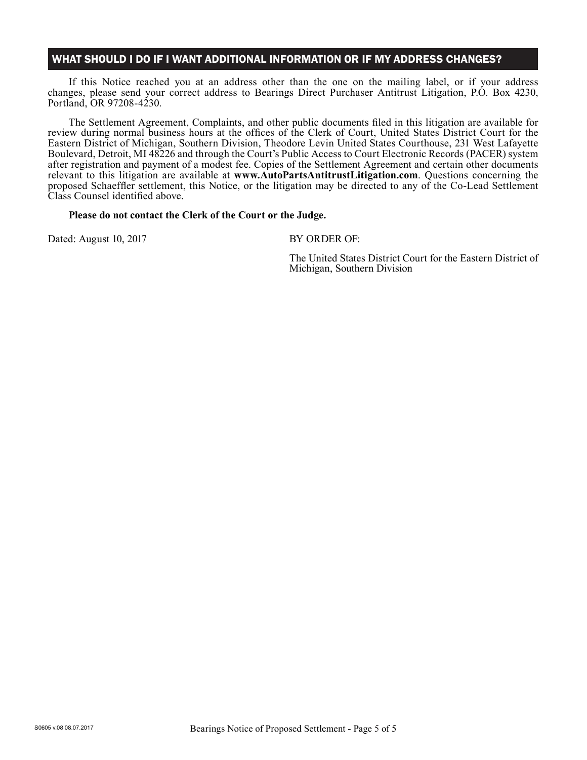## WHAT SHOULD I DO IF I WANT ADDITIONAL INFORMATION OR IF MY ADDRESS CHANGES?

If this Notice reached you at an address other than the one on the mailing label, or if your address changes, please send your correct address to Bearings Direct Purchaser Antitrust Litigation, P.O. Box 4230, Portland, OR 97208-4230.

The Settlement Agreement, Complaints, and other public documents filed in this litigation are available for review during normal business hours at the offices of the Clerk of Court, United States District Court for the Eastern District of Michigan, Southern Division, Theodore Levin United States Courthouse, 231 West Lafayette Boulevard, Detroit, MI 48226 and through the Court's Public Access to Court Electronic Records (PACER) system after registration and payment of a modest fee. Copies of the Settlement Agreement and certain other documents relevant to this litigation are available at **www.AutoPartsAntitrustLitigation.com**. Questions concerning the proposed Schaeffler settlement, this Notice, or the litigation may be directed to any of the Co-Lead Settlement Class Counsel identified above.

**Please do not contact the Clerk of the Court or the Judge.**

Dated: August 10, 2017

BY ORDER OF:

The United States District Court for the Eastern District of Michigan, Southern Division

S0605 v.08 08.07.2017